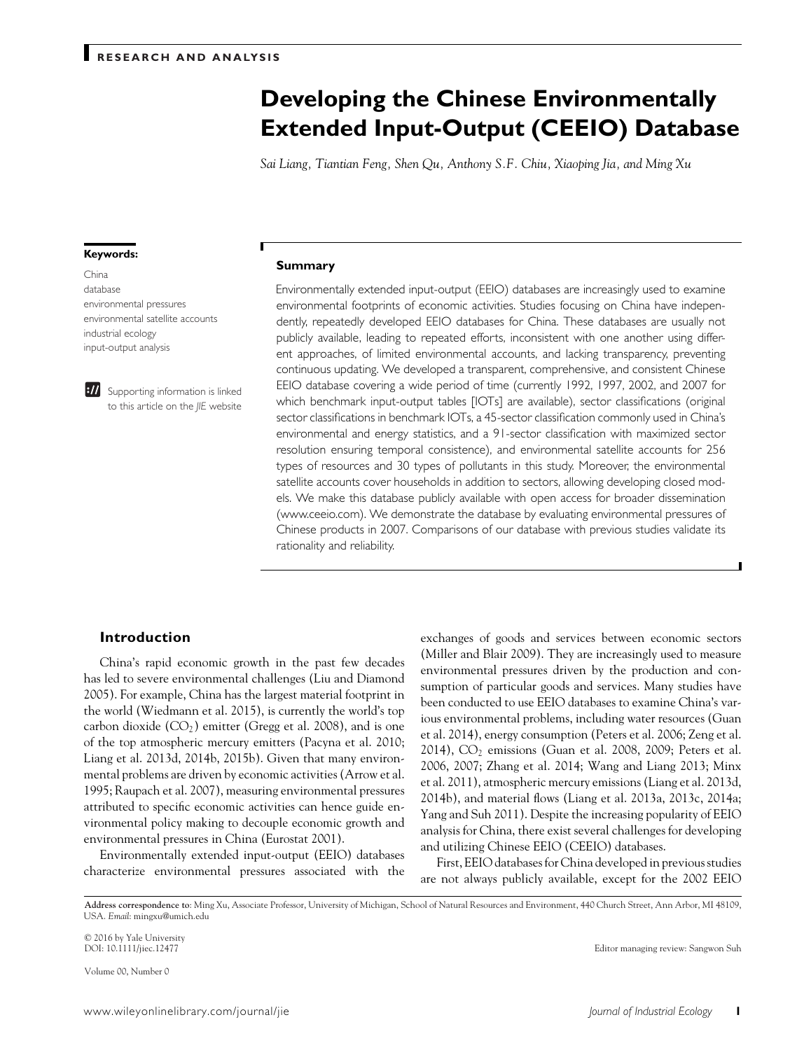RESEARCH AND ANALYSIS

# Developing the Chinese Environmentally Extended Input-Output (CEEIO) Database

*Sai Liang, Tiantian Feng, Shen Qu, Anthony S.F. Chiu, Xiaoping Jia, and Ming Xu*

**Keywords:**

China
database
environmental pressures
environmental satellite accounts
industrial ecology
input-output analysis

Supporting information is linked to this article on the *JIE* website

## Summary

Environmentally extended input-output (EEIO) databases are increasingly used to examine environmental footprints of economic activities. Studies focusing on China have independently, repeatedly developed EEIO databases for China. These databases are usually not publicly available, leading to repeated efforts, inconsistent with one another using different approaches, of limited environmental accounts, and lacking transparency, preventing continuous updating. We developed a transparent, comprehensive, and consistent Chinese EEIO database covering a wide period of time (currently 1992, 1997, 2002, and 2007 for which benchmark input-output tables [IOTs] are available), sector classifications (original sector classifications in benchmark IOTs, a 45-sector classification commonly used in China's environmental and energy statistics, and a 91-sector classification with maximized sector resolution ensuring temporal consistence), and environmental satellite accounts for 256 types of resources and 30 types of pollutants in this study. Moreover, the environmental satellite accounts cover households in addition to sectors, allowing developing closed models. We make this database publicly available with open access for broader dissemination (www.ceeio.com). We demonstrate the database by evaluating environmental pressures of Chinese products in 2007. Comparisons of our database with previous studies validate its rationality and reliability.

## Introduction

China's rapid economic growth in the past few decades has led to severe environmental challenges (Liu and Diamond 2005). For example, China has the largest material footprint in the world (Wiedmann et al. 2015), is currently the world's top carbon dioxide ($CO_2$) emitter (Gregg et al. 2008), and is one of the top atmospheric mercury emitters (Pacyna et al. 2010; Liang et al. 2013d, 2014b, 2015b). Given that many environmental problems are driven by economic activities (Arrow et al. 1995; Raupach et al. 2007), measuring environmental pressures attributed to specific economic activities can hence guide environmental policy making to decouple economic growth and environmental pressures in China (Eurostat 2001).

Environmentally extended input-output (EEIO) databases characterize environmental pressures associated with the exchanges of goods and services between economic sectors (Miller and Blair 2009). They are increasingly used to measure environmental pressures driven by the production and consumption of particular goods and services. Many studies have been conducted to use EEIO databases to examine China's various environmental problems, including water resources (Guan et al. 2014), energy consumption (Peters et al. 2006; Zeng et al. 2014), $CO_2$ emissions (Guan et al. 2008, 2009; Peters et al. 2006, 2007; Zhang et al. 2014; Wang and Liang 2013; Minx et al. 2011), atmospheric mercury emissions (Liang et al. 2013d, 2014b), and material flows (Liang et al. 2013a, 2013c, 2014a; Yang and Suh 2011). Despite the increasing popularity of EEIO analysis for China, there exist several challenges for developing and utilizing Chinese EEIO (CEEIO) databases.

First, EEIO databases for China developed in previous studies are not always publicly available, except for the 2002 EEIO

**Address correspondence to**: Ming Xu, Associate Professor, University of Michigan, School of Natural Resources and Environment, 440 Church Street, Ann Arbor, MI 48109, USA. *Email:* mingxu@umich.edu

© 2016 by Yale University
DOI: 10.1111/jiec.12477

Editor managing review: Sangwon Suh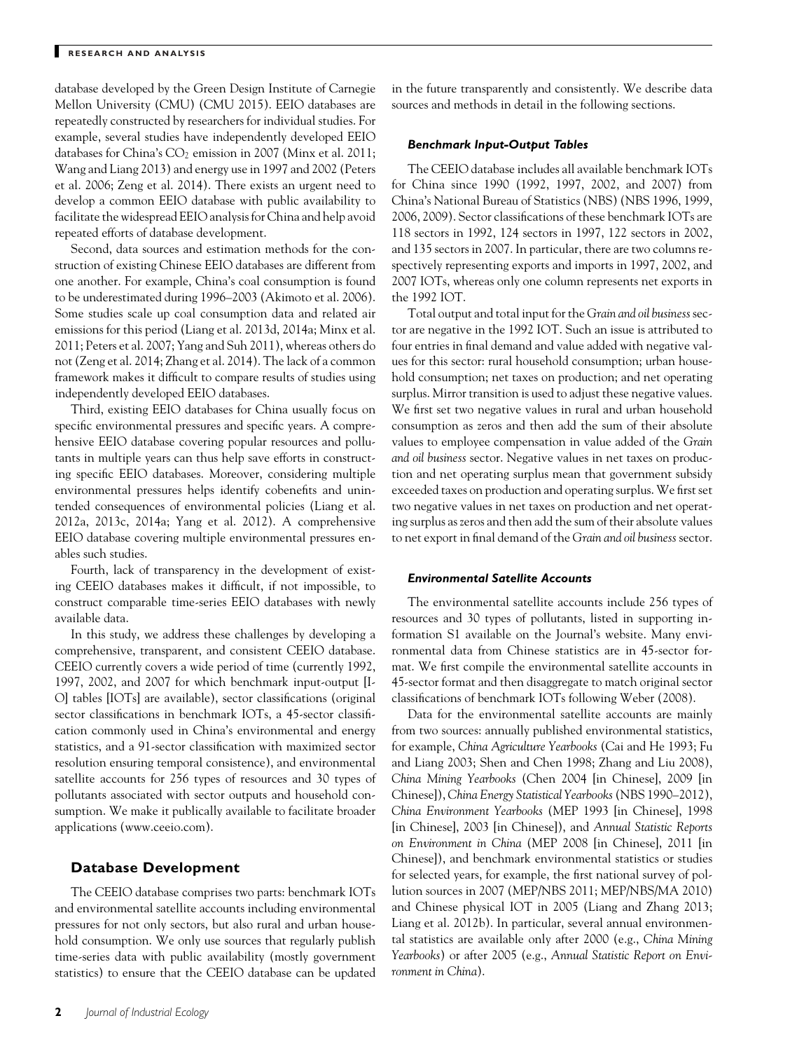database developed by the Green Design Institute of Carnegie Mellon University (CMU) (CMU 2015). EEIO databases are repeatedly constructed by researchers for individual studies. For example, several studies have independently developed EEIO databases for China's $CO_2$ emission in 2007 (Minx et al. 2011; Wang and Liang 2013) and energy use in 1997 and 2002 (Peters et al. 2006; Zeng et al. 2014). There exists an urgent need to develop a common EEIO database with public availability to facilitate the widespread EEIO analysis for China and help avoid repeated efforts of database development.

Second, data sources and estimation methods for the construction of existing Chinese EEIO databases are different from one another. For example, China's coal consumption is found to be underestimated during 1996–2003 (Akimoto et al. 2006). Some studies scale up coal consumption data and related air emissions for this period (Liang et al. 2013d, 2014a; Minx et al. 2011; Peters et al. 2007; Yang and Suh 2011), whereas others do not (Zeng et al. 2014; Zhang et al. 2014). The lack of a common framework makes it difficult to compare results of studies using independently developed EEIO databases.

Third, existing EEIO databases for China usually focus on specific environmental pressures and specific years. A comprehensive EEIO database covering popular resources and pollutants in multiple years can thus help save efforts in constructing specific EEIO databases. Moreover, considering multiple environmental pressures helps identify cobenefits and unintended consequences of environmental policies (Liang et al. 2012a, 2013c, 2014a; Yang et al. 2012). A comprehensive EEIO database covering multiple environmental pressures enables such studies.

Fourth, lack of transparency in the development of existing CEEIO databases makes it difficult, if not impossible, to construct comparable time-series EEIO databases with newly available data.

In this study, we address these challenges by developing a comprehensive, transparent, and consistent CEEIO database. CEEIO currently covers a wide period of time (currently 1992, 1997, 2002, and 2007 for which benchmark input-output [I-O] tables [IOTs] are available), sector classifications (original sector classifications in benchmark IOTs, a 45-sector classification commonly used in China's environmental and energy statistics, and a 91-sector classification with maximized sector resolution ensuring temporal consistence), and environmental satellite accounts for 256 types of resources and 30 types of pollutants associated with sector outputs and household consumption. We make it publically available to facilitate broader applications (www.ceeio.com).

## Database Development

The CEEIO database comprises two parts: benchmark IOTs and environmental satellite accounts including environmental pressures for not only sectors, but also rural and urban household consumption. We only use sources that regularly publish time-series data with public availability (mostly government statistics) to ensure that the CEEIO database can be updated in the future transparently and consistently. We describe data sources and methods in detail in the following sections.

### *Benchmark Input-Output Tables*

The CEEIO database includes all available benchmark IOTs for China since 1990 (1992, 1997, 2002, and 2007) from China's National Bureau of Statistics (NBS) (NBS 1996, 1999, 2006, 2009). Sector classifications of these benchmark IOTs are 118 sectors in 1992, 124 sectors in 1997, 122 sectors in 2002, and 135 sectors in 2007. In particular, there are two columns respectively representing exports and imports in 1997, 2002, and 2007 IOTs, whereas only one column represents net exports in the 1992 IOT.

Total output and total input for the *Grain and oil business* sector are negative in the 1992 IOT. Such an issue is attributed to four entries in final demand and value added with negative values for this sector: rural household consumption; urban household consumption; net taxes on production; and net operating surplus. Mirror transition is used to adjust these negative values. We first set two negative values in rural and urban household consumption as zeros and then add the sum of their absolute values to employee compensation in value added of the *Grain and oil business* sector. Negative values in net taxes on production and net operating surplus mean that government subsidy exceeded taxes on production and operating surplus. We first set two negative values in net taxes on production and net operating surplus as zeros and then add the sum of their absolute values to net export in final demand of the *Grain and oil business* sector.

### *Environmental Satellite Accounts*

The environmental satellite accounts include 256 types of resources and 30 types of pollutants, listed in supporting information S1 available on the Journal's website. Many environmental data from Chinese statistics are in 45-sector format. We first compile the environmental satellite accounts in 45-sector format and then disaggregate to match original sector classifications of benchmark IOTs following Weber (2008).

Data for the environmental satellite accounts are mainly from two sources: annually published environmental statistics, for example, *China Agriculture Yearbooks* (Cai and He 1993; Fu and Liang 2003; Shen and Chen 1998; Zhang and Liu 2008), *China Mining Yearbooks* (Chen 2004 [in Chinese], 2009 [in Chinese]), *China Energy Statistical Yearbooks* (NBS 1990–2012), *China Environment Yearbooks* (MEP 1993 [in Chinese], 1998 [in Chinese], 2003 [in Chinese]), and *Annual Statistic Reports on Environment in China* (MEP 2008 [in Chinese], 2011 [in Chinese]), and benchmark environmental statistics or studies for selected years, for example, the first national survey of pollution sources in 2007 (MEP/NBS 2011; MEP/NBS/MA 2010) and Chinese physical IOT in 2005 (Liang and Zhang 2013; Liang et al. 2012b). In particular, several annual environmental statistics are available only after 2000 (e.g., *China Mining Yearbooks*) or after 2005 (e.g., *Annual Statistic Report on Environment in China*).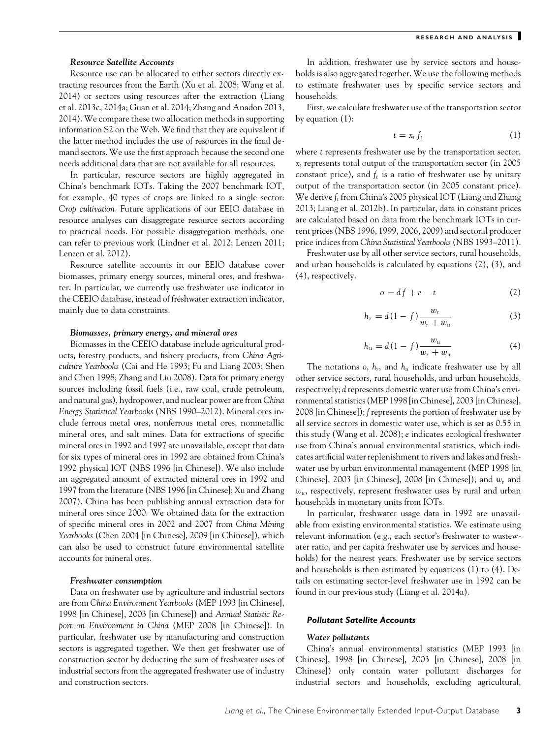### *Resource Satellite Accounts*

Resource use can be allocated to either sectors directly extracting resources from the Earth (Xu et al. 2008; Wang et al. 2014) or sectors using resources after the extraction (Liang et al. 2013c, 2014a; Guan et al. 2014; Zhang and Anadon 2013, 2014). We compare these two allocation methods in supporting information S2 on the Web. We find that they are equivalent if the latter method includes the use of resources in the final demand sectors. We use the first approach because the second one needs additional data that are not available for all resources.

In particular, resource sectors are highly aggregated in China's benchmark IOTs. Taking the 2007 benchmark IOT, for example, 40 types of crops are linked to a single sector: *Crop cultivation*. Future applications of our EEIO database in resource analyses can disaggregate resource sectors according to practical needs. For possible disaggregation methods, one can refer to previous work (Lindner et al. 2012; Lenzen 2011; Lenzen et al. 2012).

Resource satellite accounts in our EEIO database cover biomasses, primary energy sources, mineral ores, and freshwater. In particular, we currently use freshwater use indicator in the CEEIO database, instead of freshwater extraction indicator, mainly due to data constraints.

#### *Biomasses, primary energy, and mineral ores*

Biomasses in the CEEIO database include agricultural products, forestry products, and fishery products, from *China Agriculture Yearbooks* (Cai and He 1993; Fu and Liang 2003; Shen and Chen 1998; Zhang and Liu 2008). Data for primary energy sources including fossil fuels (i.e., raw coal, crude petroleum, and natural gas), hydropower, and nuclear power are from *China Energy Statistical Yearbooks* (NBS 1990–2012). Mineral ores include ferrous metal ores, nonferrous metal ores, nonmetallic mineral ores, and salt mines. Data for extractions of specific mineral ores in 1992 and 1997 are unavailable, except that data for six types of mineral ores in 1992 are obtained from China's 1992 physical IOT (NBS 1996 [in Chinese]). We also include an aggregated amount of extracted mineral ores in 1992 and 1997 from the literature (NBS 1996 [in Chinese]; Xu and Zhang 2007). China has been publishing annual extraction data for mineral ores since 2000. We obtained data for the extraction of specific mineral ores in 2002 and 2007 from *China Mining Yearbooks* (Chen 2004 [in Chinese], 2009 [in Chinese]), which can also be used to construct future environmental satellite accounts for mineral ores.

#### *Freshwater consumption*

Data on freshwater use by agriculture and industrial sectors are from *China Environment Yearbooks* (MEP 1993 [in Chinese], 1998 [in Chinese], 2003 [in Chinese]) and *Annual Statistic Report on Environment in China* (MEP 2008 [in Chinese]). In particular, freshwater use by manufacturing and construction sectors is aggregated together. We then get freshwater use of construction sector by deducting the sum of freshwater uses of industrial sectors from the aggregated freshwater use of industry and construction sectors.

In addition, freshwater use by service sectors and households is also aggregated together. We use the following methods to estimate freshwater uses by specific service sectors and households.

First, we calculate freshwater use of the transportation sector by equation (1):

$$t = x_t f_t \tag{1}$$

where $t$ represents freshwater use by the transportation sector, $x_t$ represents total output of the transportation sector (in 2005 constant price), and $f_t$ is a ratio of freshwater use by unitary output of the transportation sector (in 2005 constant price). We derive $f_t$ from China's 2005 physical IOT (Liang and Zhang 2013; Liang et al. 2012b). In particular, data in constant prices are calculated based on data from the benchmark IOTs in current prices (NBS 1996, 1999, 2006, 2009) and sectoral producer price indices from *China Statistical Yearbooks* (NBS 1993–2011).

Freshwater use by all other service sectors, rural households, and urban households is calculated by equations (2), (3), and (4), respectively.

$$o = df + e - t \tag{2}$$

$$h_r = d(1 - f)\frac{w_r}{w_r + w_u} \tag{3}$$

$$h_u = d(1 - f)\frac{w_u}{w_r + w_u} \tag{4}$$

The notations $o$, $h_r$, and $h_u$ indicate freshwater use by all other service sectors, rural households, and urban households, respectively; $d$ represents domestic water use from China's environmental statistics (MEP 1998 [in Chinese], 2003 [in Chinese], 2008 [in Chinese]); $f$ represents the portion of freshwater use by all service sectors in domestic water use, which is set as 0.55 in this study (Wang et al. 2008); $e$ indicates ecological freshwater use from China's annual environmental statistics, which indicates artificial water replenishment to rivers and lakes and freshwater use by urban environmental management (MEP 1998 [in Chinese], 2003 [in Chinese], 2008 [in Chinese]); and $w_r$ and $w_u$, respectively, represent freshwater uses by rural and urban households in monetary units from IOTs.

In particular, freshwater usage data in 1992 are unavailable from existing environmental statistics. We estimate using relevant information (e.g., each sector's freshwater to wastewater ratio, and per capita freshwater use by services and households) for the nearest years. Freshwater use by service sectors and households is then estimated by equations (1) to (4). Details on estimating sector-level freshwater use in 1992 can be found in our previous study (Liang et al. 2014a).

### *Pollutant Satellite Accounts*

#### *Water pollutants*

China's annual environmental statistics (MEP 1993 [in Chinese], 1998 [in Chinese], 2003 [in Chinese], 2008 [in Chinese]) only contain water pollutant discharges for industrial sectors and households, excluding agricultural,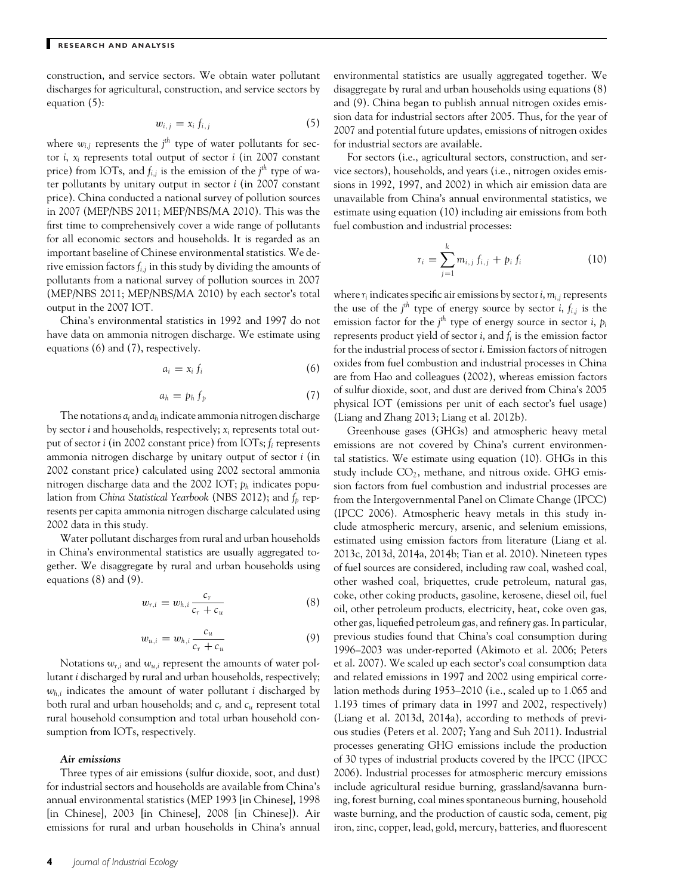construction, and service sectors. We obtain water pollutant discharges for agricultural, construction, and service sectors by equation (5):

$$w_{i,j} = x_i f_{i,j} \tag{5}$$

where $w_{i,j}$ represents the $j^{th}$ type of water pollutants for sector $i$, $x_i$ represents total output of sector $i$ (in 2007 constant price) from IOTs, and $f_{i,j}$ is the emission of the $j^{th}$ type of water pollutants by unitary output in sector $i$ (in 2007 constant price). China conducted a national survey of pollution sources in 2007 (MEP/NBS 2011; MEP/NBS/MA 2010). This was the first time to comprehensively cover a wide range of pollutants for all economic sectors and households. It is regarded as an important baseline of Chinese environmental statistics. We derive emission factors $f_{i,j}$ in this study by dividing the amounts of pollutants from a national survey of pollution sources in 2007 (MEP/NBS 2011; MEP/NBS/MA 2010) by each sector's total output in the 2007 IOT.

China's environmental statistics in 1992 and 1997 do not have data on ammonia nitrogen discharge. We estimate using equations (6) and (7), respectively.

$$a_i = x_i f_i \tag{6}$$

$$a_h = p_h f_p \tag{7}$$

The notations $a_i$ and $a_h$ indicate ammonia nitrogen discharge by sector $i$ and households, respectively; $x_i$ represents total output of sector $i$ (in 2002 constant price) from IOTs; $f_i$ represents ammonia nitrogen discharge by unitary output of sector $i$ (in 2002 constant price) calculated using 2002 sectoral ammonia nitrogen discharge data and the 2002 IOT; $p_h$ indicates population from *China Statistical Yearbook* (NBS 2012); and $f_p$ represents per capita ammonia nitrogen discharge calculated using 2002 data in this study.

Water pollutant discharges from rural and urban households in China's environmental statistics are usually aggregated together. We disaggregate by rural and urban households using equations (8) and (9).

$$w_{r,i} = w_{h,i} \frac{c_r}{c_r + c_u} \tag{8}$$

$$w_{u,i} = w_{h,i} \frac{c_u}{c_r + c_u} \tag{9}$$

Notations $w_{r,i}$ and $w_{u,i}$ represent the amounts of water pollutant $i$ discharged by rural and urban households, respectively; $w_{h,i}$ indicates the amount of water pollutant $i$ discharged by both rural and urban households; and $c_r$ and $c_u$ represent total rural household consumption and total urban household consumption from IOTs, respectively.

#### *Air emissions*

Three types of air emissions (sulfur dioxide, soot, and dust) for industrial sectors and households are available from China's annual environmental statistics (MEP 1993 [in Chinese], 1998 [in Chinese], 2003 [in Chinese], 2008 [in Chinese]). Air emissions for rural and urban households in China's annual environmental statistics are usually aggregated together. We disaggregate by rural and urban households using equations (8) and (9). China began to publish annual nitrogen oxides emission data for industrial sectors after 2005. Thus, for the year of 2007 and potential future updates, emissions of nitrogen oxides for industrial sectors are available.

For sectors (i.e., agricultural sectors, construction, and service sectors), households, and years (i.e., nitrogen oxides emissions in 1992, 1997, and 2002) in which air emission data are unavailable from China's annual environmental statistics, we estimate using equation (10) including air emissions from both fuel combustion and industrial processes:

$$r_i = \sum_{j=1}^{k} m_{i,j} f_{i,j} + p_i f_i \tag{10}$$

where $r_i$ indicates specific air emissions by sector $i$, $m_{i,j}$ represents the use of the $j^{th}$ type of energy source by sector $i$, $f_{i,j}$ is the emission factor for the $j^{th}$ type of energy source in sector $i$, $p_i$ represents product yield of sector $i$, and $f_i$ is the emission factor for the industrial process of sector $i$. Emission factors of nitrogen oxides from fuel combustion and industrial processes in China are from Hao and colleagues (2002), whereas emission factors of sulfur dioxide, soot, and dust are derived from China's 2005 physical IOT (emissions per unit of each sector's fuel usage) (Liang and Zhang 2013; Liang et al. 2012b).

Greenhouse gases (GHGs) and atmospheric heavy metal emissions are not covered by China's current environmental statistics. We estimate using equation (10). GHGs in this study include $CO_2$, methane, and nitrous oxide. GHG emission factors from fuel combustion and industrial processes are from the Intergovernmental Panel on Climate Change (IPCC) (IPCC 2006). Atmospheric heavy metals in this study include atmospheric mercury, arsenic, and selenium emissions, estimated using emission factors from literature (Liang et al. 2013c, 2013d, 2014a, 2014b; Tian et al. 2010). Nineteen types of fuel sources are considered, including raw coal, washed coal, other washed coal, briquettes, crude petroleum, natural gas, coke, other coking products, gasoline, kerosene, diesel oil, fuel oil, other petroleum products, electricity, heat, coke oven gas, other gas, liquefied petroleum gas, and refinery gas. In particular, previous studies found that China's coal consumption during 1996–2003 was under-reported (Akimoto et al. 2006; Peters et al. 2007). We scaled up each sector's coal consumption data and related emissions in 1997 and 2002 using empirical correlation methods during 1953–2010 (i.e., scaled up to 1.065 and 1.193 times of primary data in 1997 and 2002, respectively) (Liang et al. 2013d, 2014a), according to methods of previous studies (Peters et al. 2007; Yang and Suh 2011). Industrial processes generating GHG emissions include the production of 30 types of industrial products covered by the IPCC (IPCC 2006). Industrial processes for atmospheric mercury emissions include agricultural residue burning, grassland/savanna burning, forest burning, coal mines spontaneous burning, household waste burning, and the production of caustic soda, cement, pig iron, zinc, copper, lead, gold, mercury, batteries, and fluorescent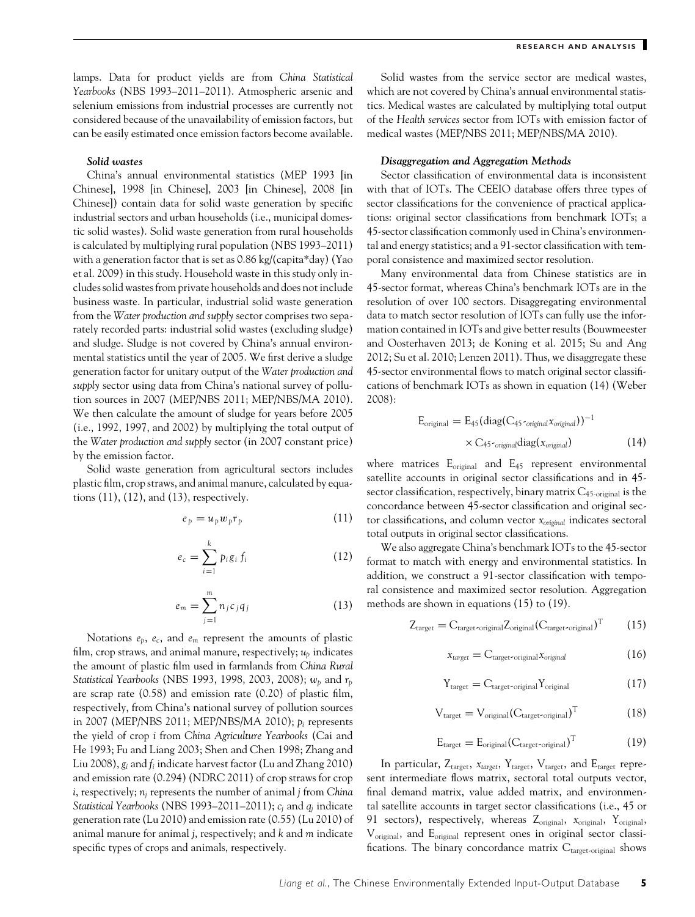lamps. Data for product yields are from *China Statistical Yearbooks* (NBS 1993–2011–2011). Atmospheric arsenic and selenium emissions from industrial processes are currently not considered because of the unavailability of emission factors, but can be easily estimated once emission factors become available.

#### *Solid wastes*

China's annual environmental statistics (MEP 1993 [in Chinese], 1998 [in Chinese], 2003 [in Chinese], 2008 [in Chinese]) contain data for solid waste generation by specific industrial sectors and urban households (i.e., municipal domestic solid wastes). Solid waste generation from rural households is calculated by multiplying rural population (NBS 1993–2011) with a generation factor that is set as 0.86 kg/(capita*day) (Yao et al. 2009) in this study. Household waste in this study only includes solid wastes from private households and does not include business waste. In particular, industrial solid waste generation from the *Water production and supply* sector comprises two separately recorded parts: industrial solid wastes (excluding sludge) and sludge. Sludge is not covered by China's annual environmental statistics until the year of 2005. We first derive a sludge generation factor for unitary output of the *Water production and supply* sector using data from China's national survey of pollution sources in 2007 (MEP/NBS 2011; MEP/NBS/MA 2010). We then calculate the amount of sludge for years before 2005 (i.e., 1992, 1997, and 2002) by multiplying the total output of the *Water production and supply* sector (in 2007 constant price) by the emission factor.

Solid waste generation from agricultural sectors includes plastic film, crop straws, and animal manure, calculated by equations (11), (12), and (13), respectively.

$$e_p = u_p w_p r_p \tag{11}$$

$$e_c = \sum_{i=1}^{k} p_i g_i f_i \tag{12}$$

$$e_m = \sum_{j=1}^{m} n_j c_j q_j \tag{13}$$

Notations $e_p$, $e_c$, and $e_m$ represent the amounts of plastic film, crop straws, and animal manure, respectively; $u_p$ indicates the amount of plastic film used in farmlands from *China Rural Statistical Yearbooks* (NBS 1993, 1998, 2003, 2008); $w_p$ and $r_p$ are scrap rate (0.58) and emission rate (0.20) of plastic film, respectively, from China's national survey of pollution sources in 2007 (MEP/NBS 2011; MEP/NBS/MA 2010); $p_i$ represents the yield of crop $i$ from *China Agriculture Yearbooks* (Cai and He 1993; Fu and Liang 2003; Shen and Chen 1998; Zhang and Liu 2008), $g_i$ and $f_i$ indicate harvest factor (Lu and Zhang 2010) and emission rate (0.294) (NDRC 2011) of crop straws for crop $i$, respectively; $n_j$ represents the number of animal $j$ from *China Statistical Yearbooks* (NBS 1993–2011–2011); $c_j$ and $q_j$ indicate generation rate (Lu 2010) and emission rate (0.55) (Lu 2010) of animal manure for animal $j$, respectively; and $k$ and $m$ indicate specific types of crops and animals, respectively.

Solid wastes from the service sector are medical wastes, which are not covered by China's annual environmental statistics. Medical wastes are calculated by multiplying total output of the *Health services* sector from IOTs with emission factor of medical wastes (MEP/NBS 2011; MEP/NBS/MA 2010).

#### *Disaggregation and Aggregation Methods*

Sector classification of environmental data is inconsistent with that of IOTs. The CEEIO database offers three types of sector classifications for the convenience of practical applications: original sector classifications from benchmark IOTs; a 45-sector classification commonly used in China's environmental and energy statistics; and a 91-sector classification with temporal consistence and maximized sector resolution.

Many environmental data from Chinese statistics are in 45-sector format, whereas China's benchmark IOTs are in the resolution of over 100 sectors. Disaggregating environmental data to match sector resolution of IOTs can fully use the information contained in IOTs and give better results (Bouwmeester and Oosterhaven 2013; de Koning et al. 2015; Su and Ang 2012; Su et al. 2010; Lenzen 2011). Thus, we disaggregate these 45-sector environmental flows to match original sector classifications of benchmark IOTs as shown in equation (14) (Weber 2008):

$$\mathrm{E}_{\mathrm{original}} = \mathrm{E}_{45}(\mathrm{diag}(\mathrm{C}_{45\text{-}original}x_{original}))^{-1} \times \mathrm{C}_{45\text{-}original}\mathrm{diag}(x_{original}) \tag{14}$$

where matrices $\mathrm{E}_{\mathrm{original}}$ and $\mathrm{E}_{45}$ represent environmental satellite accounts in original sector classifications and in 45-sector classification, respectively, binary matrix $\mathrm{C}_{45\text{-original}}$ is the concordance between 45-sector classification and original sector classifications, and column vector $x_{original}$ indicates sectoral total outputs in original sector classifications.

We also aggregate China's benchmark IOTs to the 45-sector format to match with energy and environmental statistics. In addition, we construct a 91-sector classification with temporal consistence and maximized sector resolution. Aggregation methods are shown in equations (15) to (19).

$$\mathrm{Z}_{\mathrm{target}} = \mathrm{C}_{\mathrm{target\text{-}original}}\mathrm{Z}_{\mathrm{original}}(\mathrm{C}_{\mathrm{target\text{-}original}})^{\mathrm{T}} \tag{15}$$

$$x_{target} = \mathrm{C}_{\mathrm{target\text{-}original}}x_{original} \tag{16}$$

$$\mathrm{Y}_{\mathrm{target}} = \mathrm{C}_{\mathrm{target\text{-}original}}\mathrm{Y}_{\mathrm{original}} \tag{17}$$

$$\mathrm{V}_{\mathrm{target}} = \mathrm{V}_{\mathrm{original}}(\mathrm{C}_{\mathrm{target\text{-}original}})^{\mathrm{T}} \tag{18}$$

$$\mathrm{E}_{\mathrm{target}} = \mathrm{E}_{\mathrm{original}}(\mathrm{C}_{\mathrm{target\text{-}original}})^{\mathrm{T}} \tag{19}$$

In particular, $\mathrm{Z}_{\mathrm{target}}$, $x_{target}$, $\mathrm{Y}_{\mathrm{target}}$, $\mathrm{V}_{\mathrm{target}}$, and $\mathrm{E}_{\mathrm{target}}$ represent intermediate flows matrix, sectoral total outputs vector, final demand matrix, value added matrix, and environmental satellite accounts in target sector classifications (i.e., 45 or 91 sectors), respectively, whereas $\mathrm{Z}_{\mathrm{original}}$, $x_{\mathrm{original}}$, $\mathrm{Y}_{\mathrm{original}}$, $\mathrm{V}_{\mathrm{original}}$, and $\mathrm{E}_{\mathrm{original}}$ represent ones in original sector classifications. The binary concordance matrix $\mathrm{C}_{\mathrm{target\text{-}original}}$ shows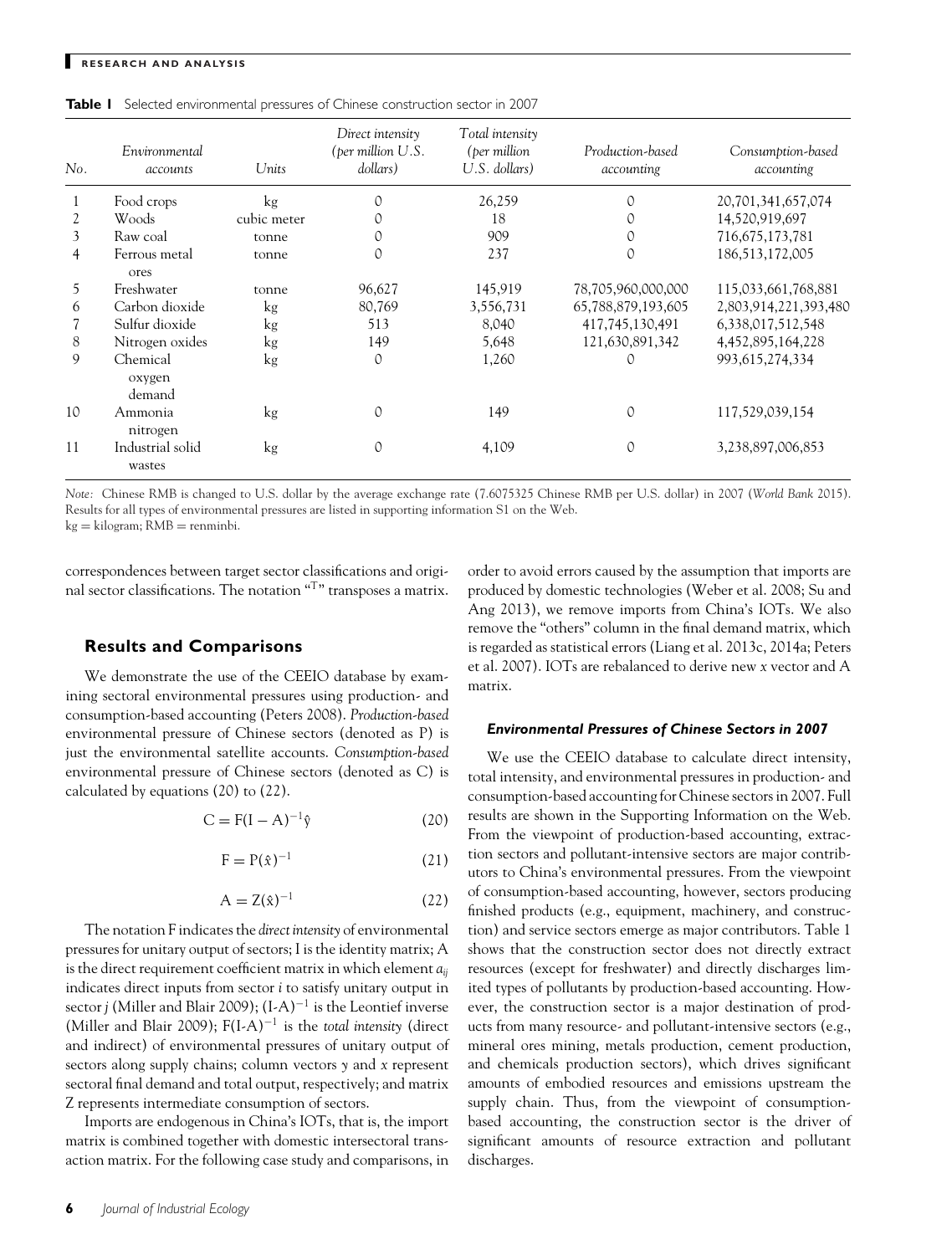**Table 1** Selected environmental pressures of Chinese construction sector in 2007

| No. | Environmental accounts | Units | Direct intensity (per million U.S. dollars) | Total intensity (per million U.S. dollars) | Production-based accounting | Consumption-based accounting |
|---|---|---|---|---|---|---|
| 1 | Food crops | kg | 0 | 26,259 | 0 | 20,701,341,657,074 |
| 2 | Woods | cubic meter | 0 | 18 | 0 | 14,520,919,697 |
| 3 | Raw coal | tonne | 0 | 909 | 0 | 716,675,173,781 |
| 4 | Ferrous metal ores | tonne | 0 | 237 | 0 | 186,513,172,005 |
| 5 | Freshwater | tonne | 96,627 | 145,919 | 78,705,960,000,000 | 115,033,661,768,881 |
| 6 | Carbon dioxide | kg | 80,769 | 3,556,731 | 65,788,879,193,605 | 2,803,914,221,393,480 |
| 7 | Sulfur dioxide | kg | 513 | 8,040 | 417,745,130,491 | 6,338,017,512,548 |
| 8 | Nitrogen oxides | kg | 149 | 5,648 | 121,630,891,342 | 4,452,895,164,228 |
| 9 | Chemical oxygen demand | kg | 0 | 1,260 | 0 | 993,615,274,334 |
| 10 | Ammonia nitrogen | kg | 0 | 149 | 0 | 117,529,039,154 |
| 11 | Industrial solid wastes | kg | 0 | 4,109 | 0 | 3,238,897,006,853 |

*Note:* Chinese RMB is changed to U.S. dollar by the average exchange rate (7.6075325 Chinese RMB per U.S. dollar) in 2007 (*World Bank* 2015). Results for all types of environmental pressures are listed in supporting information S1 on the Web.
kg = kilogram; RMB = renminbi.

correspondences between target sector classifications and original sector classifications. The notation "T" transposes a matrix.

## Results and Comparisons

We demonstrate the use of the CEEIO database by examining sectoral environmental pressures using production- and consumption-based accounting (Peters 2008). *Production-based* environmental pressure of Chinese sectors (denoted as P) is just the environmental satellite accounts. *Consumption-based* environmental pressure of Chinese sectors (denoted as C) is calculated by equations (20) to (22).

$$C = F(I - A)^{-1}\hat{y} \tag{20}$$

$$F = P(\hat{x})^{-1} \tag{21}$$

$$A = Z(\hat{x})^{-1} \tag{22}$$

The notation F indicates the *direct intensity* of environmental pressures for unitary output of sectors; I is the identity matrix; A is the direct requirement coefficient matrix in which element $a_{ij}$ indicates direct inputs from sector *i* to satisfy unitary output in sector *j* (Miller and Blair 2009); $(I\text{-}A)^{-1}$ is the Leontief inverse (Miller and Blair 2009); $F(I\text{-}A)^{-1}$ is the *total intensity* (direct and indirect) of environmental pressures of unitary output of sectors along supply chains; column vectors *y* and *x* represent sectoral final demand and total output, respectively; and matrix Z represents intermediate consumption of sectors.

Imports are endogenous in China's IOTs, that is, the import matrix is combined together with domestic intersectoral transaction matrix. For the following case study and comparisons, in order to avoid errors caused by the assumption that imports are produced by domestic technologies (Weber et al. 2008; Su and Ang 2013), we remove imports from China's IOTs. We also remove the "others" column in the final demand matrix, which is regarded as statistical errors (Liang et al. 2013c, 2014a; Peters et al. 2007). IOTs are rebalanced to derive new *x* vector and A matrix.

### Environmental Pressures of Chinese Sectors in 2007

We use the CEEIO database to calculate direct intensity, total intensity, and environmental pressures in production- and consumption-based accounting for Chinese sectors in 2007. Full results are shown in the Supporting Information on the Web. From the viewpoint of production-based accounting, extraction sectors and pollutant-intensive sectors are major contributors to China's environmental pressures. From the viewpoint of consumption-based accounting, however, sectors producing finished products (e.g., equipment, machinery, and construction) and service sectors emerge as major contributors. Table 1 shows that the construction sector does not directly extract resources (except for freshwater) and directly discharges limited types of pollutants by production-based accounting. However, the construction sector is a major destination of products from many resource- and pollutant-intensive sectors (e.g., mineral ores mining, metals production, cement production, and chemicals production sectors), which drives significant amounts of embodied resources and emissions upstream the supply chain. Thus, from the viewpoint of consumption-based accounting, the construction sector is the driver of significant amounts of resource extraction and pollutant discharges.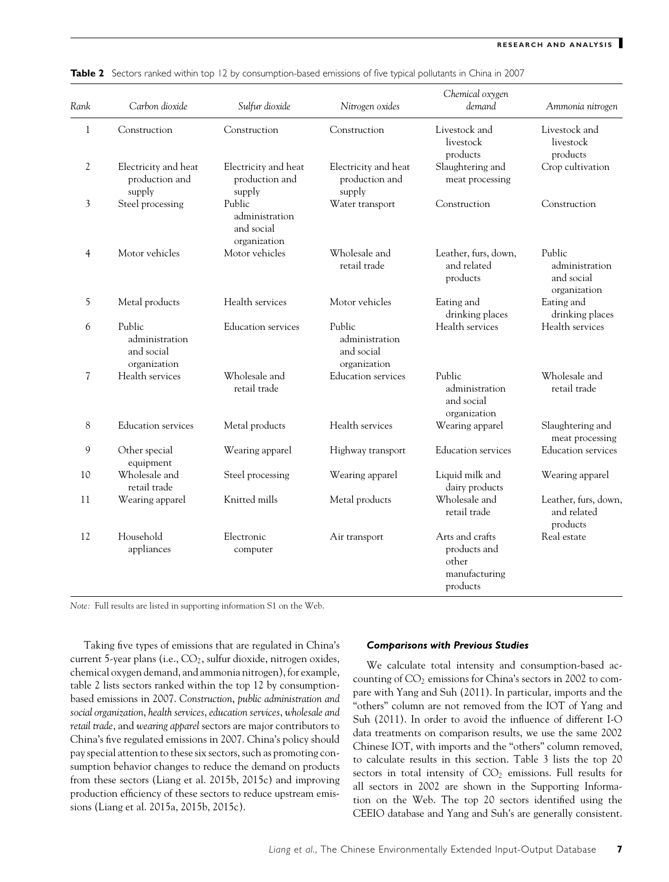**Table 2** Sectors ranked within top 12 by consumption-based emissions of five typical pollutants in China in 2007

| Rank | Carbon dioxide | Sulfur dioxide | Nitrogen oxides | Chemical oxygen demand | Ammonia nitrogen |
|---|---|---|---|---|---|
| 1 | Construction | Construction | Construction | Livestock and livestock products | Livestock and livestock products |
| 2 | Electricity and heat production and supply | Electricity and heat production and supply | Electricity and heat production and supply | Slaughtering and meat processing | Crop cultivation |
| 3 | Steel processing | Public administration and social organization | Water transport | Construction | Construction |
| 4 | Motor vehicles | Motor vehicles | Wholesale and retail trade | Leather, furs, down, and related products | Public administration and social organization |
| 5 | Metal products | Health services | Motor vehicles | Eating and drinking places | Eating and drinking places |
| 6 | Public administration and social organization | Education services | Public administration and social organization | Health services | Health services |
| 7 | Health services | Wholesale and retail trade | Education services | Public administration and social organization | Wholesale and retail trade |
| 8 | Education services | Metal products | Health services | Wearing apparel | Slaughtering and meat processing |
| 9 | Other special equipment | Wearing apparel | Highway transport | Education services | Education services |
| 10 | Wholesale and retail trade | Steel processing | Wearing apparel | Liquid milk and dairy products | Wearing apparel |
| 11 | Wearing apparel | Knitted mills | Metal products | Wholesale and retail trade | Leather, furs, down, and related products |
| 12 | Household appliances | Electronic computer | Air transport | Arts and crafts products and other manufacturing products | Real estate |

*Note:* Full results are listed in supporting information S1 on the Web.

Taking five types of emissions that are regulated in China's current 5-year plans (i.e., $CO_2$, sulfur dioxide, nitrogen oxides, chemical oxygen demand, and ammonia nitrogen), for example, table 2 lists sectors ranked within the top 12 by consumption-based emissions in 2007. *Construction*, *public administration and social organization*, *health services*, *education services*, *wholesale and retail trade*, and *wearing apparel* sectors are major contributors to China's five regulated emissions in 2007. China's policy should pay special attention to these six sectors, such as promoting consumption behavior changes to reduce the demand on products from these sectors (Liang et al. 2015b, 2015c) and improving production efficiency of these sectors to reduce upstream emissions (Liang et al. 2015a, 2015b, 2015c).

#### *Comparisons with Previous Studies*

We calculate total intensity and consumption-based accounting of $CO_2$ emissions for China's sectors in 2002 to compare with Yang and Suh (2011). In particular, imports and the "others" column are not removed from the IOT of Yang and Suh (2011). In order to avoid the influence of different I-O data treatments on comparison results, we use the same 2002 Chinese IOT, with imports and the "others" column removed, to calculate results in this section. Table 3 lists the top 20 sectors in total intensity of $CO_2$ emissions. Full results for all sectors in 2002 are shown in the Supporting Information on the Web. The top 20 sectors identified using the CEEIO database and Yang and Suh's are generally consistent.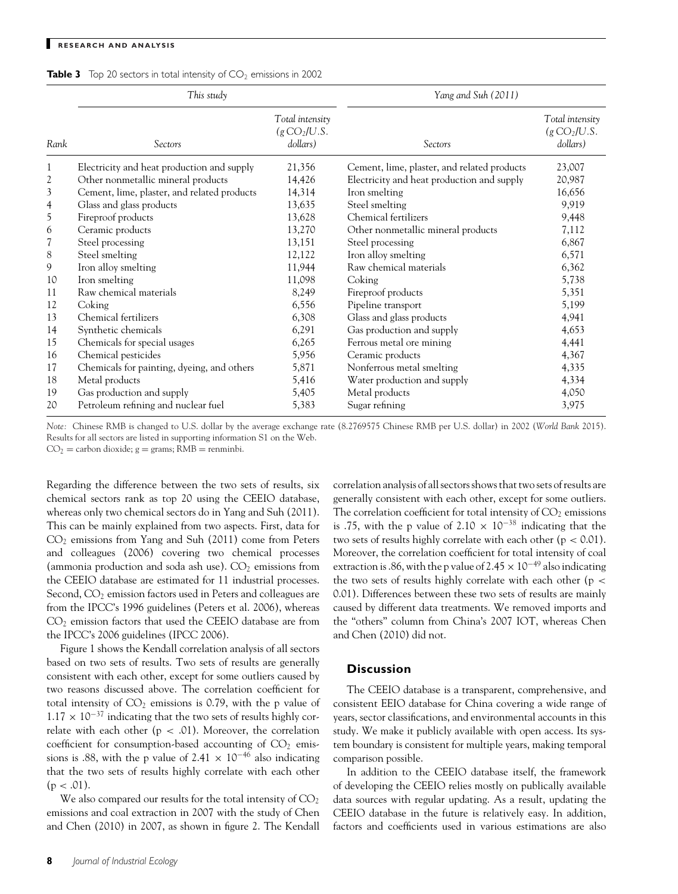**Table 3** Top 20 sectors in total intensity of $CO_2$ emissions in 2002

| | *This study* | | *Yang and Suh (2011)* | |
|---|---|---|---|---|
| *Rank* | *Sectors* | *Total intensity ($g\,CO_2$/U.S. dollars)* | *Sectors* | *Total intensity ($g\,CO_2$/U.S. dollars)* |
| 1 | Electricity and heat production and supply | 21,356 | Cement, lime, plaster, and related products | 23,007 |
| 2 | Other nonmetallic mineral products | 14,426 | Electricity and heat production and supply | 20,987 |
| 3 | Cement, lime, plaster, and related products | 14,314 | Iron smelting | 16,656 |
| 4 | Glass and glass products | 13,635 | Steel smelting | 9,919 |
| 5 | Fireproof products | 13,628 | Chemical fertilizers | 9,448 |
| 6 | Ceramic products | 13,270 | Other nonmetallic mineral products | 7,112 |
| 7 | Steel processing | 13,151 | Steel processing | 6,867 |
| 8 | Steel smelting | 12,122 | Iron alloy smelting | 6,571 |
| 9 | Iron alloy smelting | 11,944 | Raw chemical materials | 6,362 |
| 10 | Iron smelting | 11,098 | Coking | 5,738 |
| 11 | Raw chemical materials | 8,249 | Fireproof products | 5,351 |
| 12 | Coking | 6,556 | Pipeline transport | 5,199 |
| 13 | Chemical fertilizers | 6,308 | Glass and glass products | 4,941 |
| 14 | Synthetic chemicals | 6,291 | Gas production and supply | 4,653 |
| 15 | Chemicals for special usages | 6,265 | Ferrous metal ore mining | 4,441 |
| 16 | Chemical pesticides | 5,956 | Ceramic products | 4,367 |
| 17 | Chemicals for painting, dyeing, and others | 5,871 | Nonferrous metal smelting | 4,335 |
| 18 | Metal products | 5,416 | Water production and supply | 4,334 |
| 19 | Gas production and supply | 5,405 | Metal products | 4,050 |
| 20 | Petroleum refining and nuclear fuel | 5,383 | Sugar refining | 3,975 |

*Note:* Chinese RMB is changed to U.S. dollar by the average exchange rate (8.2769575 Chinese RMB per U.S. dollar) in 2002 (*World Bank* 2015). Results for all sectors are listed in supporting information S1 on the Web.
$CO_2$ = carbon dioxide; g = grams; RMB = renminbi.

Regarding the difference between the two sets of results, six chemical sectors rank as top 20 using the CEEIO database, whereas only two chemical sectors do in Yang and Suh (2011). This can be mainly explained from two aspects. First, data for $CO_2$ emissions from Yang and Suh (2011) come from Peters and colleagues (2006) covering two chemical processes (ammonia production and soda ash use). $CO_2$ emissions from the CEEIO database are estimated for 11 industrial processes. Second, $CO_2$ emission factors used in Peters and colleagues are from the IPCC's 1996 guidelines (Peters et al. 2006), whereas $CO_2$ emission factors that used the CEEIO database are from the IPCC's 2006 guidelines (IPCC 2006).

Figure 1 shows the Kendall correlation analysis of all sectors based on two sets of results. Two sets of results are generally consistent with each other, except for some outliers caused by two reasons discussed above. The correlation coefficient for total intensity of $CO_2$ emissions is 0.79, with the p value of $1.17 \times 10^{-37}$ indicating that the two sets of results highly correlate with each other ($p < .01$). Moreover, the correlation coefficient for consumption-based accounting of $CO_2$ emissions is .88, with the p value of $2.41 \times 10^{-46}$ also indicating that the two sets of results highly correlate with each other ($p < .01$).

We also compared our results for the total intensity of $CO_2$ emissions and coal extraction in 2007 with the study of Chen and Chen (2010) in 2007, as shown in figure 2. The Kendall correlation analysis of all sectors shows that two sets of results are generally consistent with each other, except for some outliers. The correlation coefficient for total intensity of $CO_2$ emissions is .75, with the p value of $2.10 \times 10^{-38}$ indicating that the two sets of results highly correlate with each other ($p < 0.01$). Moreover, the correlation coefficient for total intensity of coal extraction is .86, with the p value of $2.45 \times 10^{-49}$ also indicating the two sets of results highly correlate with each other ($p < 0.01$). Differences between these two sets of results are mainly caused by different data treatments. We removed imports and the "others" column from China's 2007 IOT, whereas Chen and Chen (2010) did not.

## Discussion

The CEEIO database is a transparent, comprehensive, and consistent EEIO database for China covering a wide range of years, sector classifications, and environmental accounts in this study. We make it publicly available with open access. Its system boundary is consistent for multiple years, making temporal comparison possible.

In addition to the CEEIO database itself, the framework of developing the CEEIO relies mostly on publically available data sources with regular updating. As a result, updating the CEEIO database in the future is relatively easy. In addition, factors and coefficients used in various estimations are also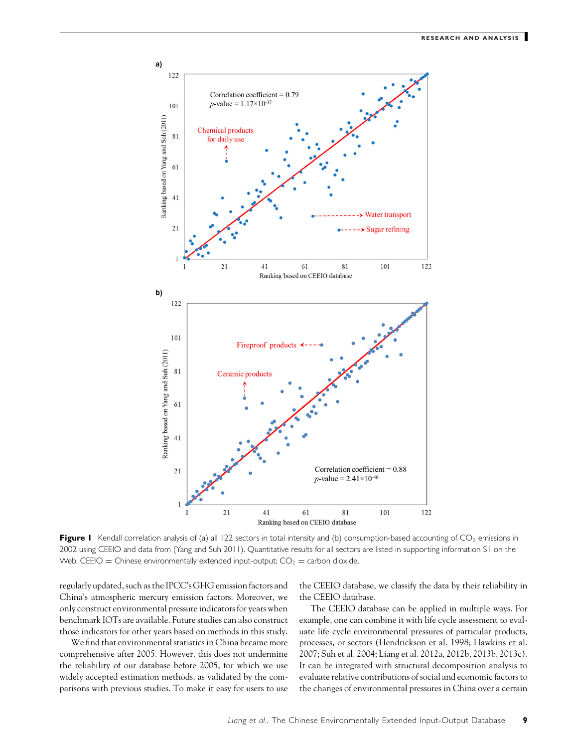**Figure 1** Kendall correlation analysis of (a) all 122 sectors in total intensity and (b) consumption-based accounting of $CO_2$ emissions in 2002 using CEEIO and data from (Yang and Suh 2011). Quantitative results for all sectors are listed in supporting information S1 on the Web. CEEIO = Chinese environmentally extended input-output; $CO_2$ = carbon dioxide.

regularly updated, such as the IPCC's GHG emission factors and China's atmospheric mercury emission factors. Moreover, we only construct environmental pressure indicators for years when benchmark IOTs are available. Future studies can also construct those indicators for other years based on methods in this study.

We find that environmental statistics in China became more comprehensive after 2005. However, this does not undermine the reliability of our database before 2005, for which we use widely accepted estimation methods, as validated by the comparisons with previous studies. To make it easy for users to use the CEEIO database, we classify the data by their reliability in the CEEIO database.

The CEEIO database can be applied in multiple ways. For example, one can combine it with life cycle assessment to evaluate life cycle environmental pressures of particular products, processes, or sectors (Hendrickson et al. 1998; Hawkins et al. 2007; Suh et al. 2004; Liang et al. 2012a, 2012b, 2013b, 2013c). It can be integrated with structural decomposition analysis to evaluate relative contributions of social and economic factors to the changes of environmental pressures in China over a certain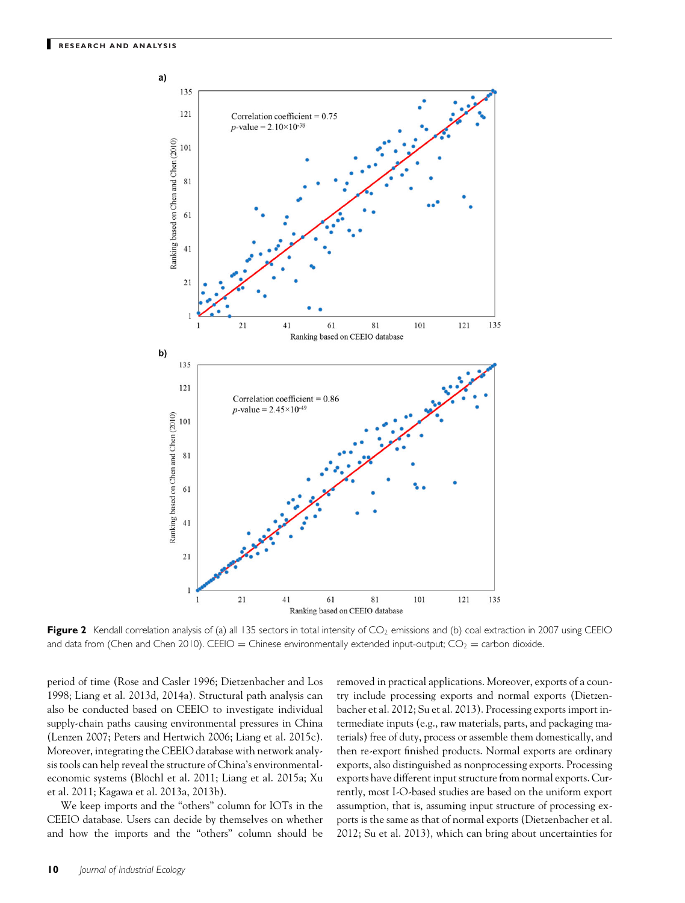**Figure 2** Kendall correlation analysis of (a) all 135 sectors in total intensity of $CO_2$ emissions and (b) coal extraction in 2007 using CEEIO and data from (Chen and Chen 2010). CEEIO = Chinese environmentally extended input-output; $CO_2$ = carbon dioxide.

period of time (Rose and Casler 1996; Dietzenbacher and Los 1998; Liang et al. 2013d, 2014a). Structural path analysis can also be conducted based on CEEIO to investigate individual supply-chain paths causing environmental pressures in China (Lenzen 2007; Peters and Hertwich 2006; Liang et al. 2015c). Moreover, integrating the CEEIO database with network analysis tools can help reveal the structure of China's environmental-economic systems (Blöchl et al. 2011; Liang et al. 2015a; Xu et al. 2011; Kagawa et al. 2013a, 2013b).

We keep imports and the "others" column for IOTs in the CEEIO database. Users can decide by themselves on whether and how the imports and the "others" column should be removed in practical applications. Moreover, exports of a country include processing exports and normal exports (Dietzenbacher et al. 2012; Su et al. 2013). Processing exports import intermediate inputs (e.g., raw materials, parts, and packaging materials) free of duty, process or assemble them domestically, and then re-export finished products. Normal exports are ordinary exports, also distinguished as nonprocessing exports. Processing exports have different input structure from normal exports. Currently, most I-O-based studies are based on the uniform export assumption, that is, assuming input structure of processing exports is the same as that of normal exports (Dietzenbacher et al. 2012; Su et al. 2013), which can bring about uncertainties for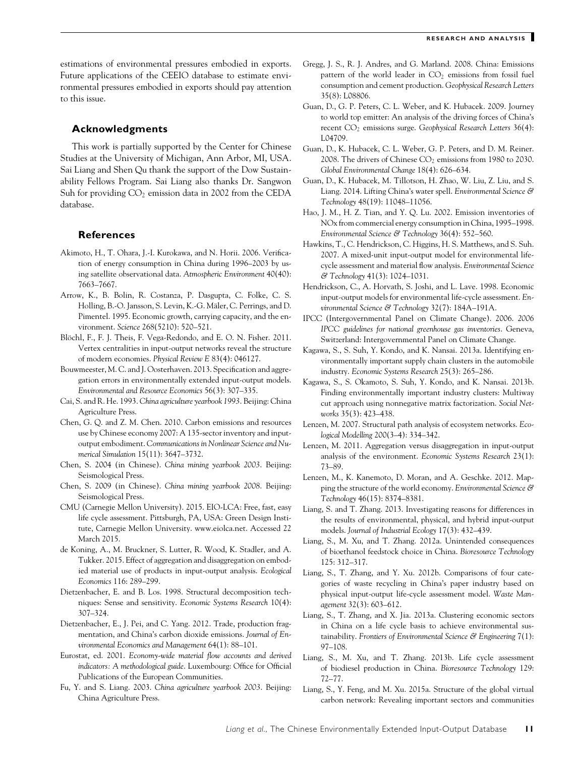estimations of environmental pressures embodied in exports. Future applications of the CEEIO database to estimate environmental pressures embodied in exports should pay attention to this issue.

## Acknowledgments

This work is partially supported by the Center for Chinese Studies at the University of Michigan, Ann Arbor, MI, USA. Sai Liang and Shen Qu thank the support of the Dow Sustainability Fellows Program. Sai Liang also thanks Dr. Sangwon Suh for providing $CO_2$ emission data in 2002 from the CEDA database.

## References

Akimoto, H., T. Ohara, J.-I. Kurokawa, and N. Horii. 2006. Verification of energy consumption in China during 1996–2003 by using satellite observational data. *Atmospheric Environment* 40(40): 7663–7667.

Arrow, K., B. Bolin, R. Costanza, P. Dasgupta, C. Folke, C. S. Holling, B.-O. Jansson, S. Levin, K.-G. Mäler, C. Perrings, and D. Pimentel. 1995. Economic growth, carrying capacity, and the environment. *Science* 268(5210): 520–521.

Blöchl, F., F. J. Theis, F. Vega-Redondo, and E. O. N. Fisher. 2011. Vertex centralities in input-output networks reveal the structure of modern economies. *Physical Review E* 83(4): 046127.

Bouwmeester, M. C. and J. Oosterhaven. 2013. Specification and aggregation errors in environmentally extended input-output models. *Environmental and Resource Economics* 56(3): 307–335.

Cai, S. and R. He. 1993. *China agriculture yearbook 1993*. Beijing: China Agriculture Press.

Chen, G. Q. and Z. M. Chen. 2010. Carbon emissions and resources use by Chinese economy 2007: A 135-sector inventory and input-output embodiment. *Communications in Nonlinear Science and Numerical Simulation* 15(11): 3647–3732.

Chen, S. 2004 (in Chinese). *China mining yearbook 2003*. Beijing: Seismological Press.

Chen, S. 2009 (in Chinese). *China mining yearbook 2008*. Beijing: Seismological Press.

CMU (Carnegie Mellon University). 2015. EIO-LCA: Free, fast, easy life cycle assessment. Pittsburgh, PA, USA: Green Design Institute, Carnegie Mellon University. www.eiolca.net. Accessed 22 March 2015.

de Koning, A., M. Bruckner, S. Lutter, R. Wood, K. Stadler, and A. Tukker. 2015. Effect of aggregation and disaggregation on embodied material use of products in input-output analysis. *Ecological Economics* 116: 289–299.

Dietzenbacher, E. and B. Los. 1998. Structural decomposition techniques: Sense and sensitivity. *Economic Systems Research* 10(4): 307–324.

Dietzenbacher, E., J. Pei, and C. Yang. 2012. Trade, production fragmentation, and China's carbon dioxide emissions. *Journal of Environmental Economics and Management* 64(1): 88–101.

Eurostat, ed. 2001. *Economy-wide material flow accounts and derived indicators: A methodological guide*. Luxembourg: Office for Official Publications of the European Communities.

Fu, Y. and S. Liang. 2003. *China agriculture yearbook 2003*. Beijing: China Agriculture Press.

Gregg, J. S., R. J. Andres, and G. Marland. 2008. China: Emissions pattern of the world leader in $CO_2$ emissions from fossil fuel consumption and cement production. *Geophysical Research Letters* 35(8): L08806.

Guan, D., G. P. Peters, C. L. Weber, and K. Hubacek. 2009. Journey to world top emitter: An analysis of the driving forces of China's recent $CO_2$ emissions surge. *Geophysical Research Letters* 36(4): L04709.

Guan, D., K. Hubacek, C. L. Weber, G. P. Peters, and D. M. Reiner. 2008. The drivers of Chinese $CO_2$ emissions from 1980 to 2030. *Global Environmental Change* 18(4): 626–634.

Guan, D., K. Hubacek, M. Tillotson, H. Zhao, W. Liu, Z. Liu, and S. Liang. 2014. Lifting China's water spell. *Environmental Science & Technology* 48(19): 11048–11056.

Hao, J. M., H. Z. Tian, and Y. Q. Lu. 2002. Emission inventories of NOx from commercial energy consumption in China, 1995–1998. *Environmental Science & Technology* 36(4): 552–560.

Hawkins, T., C. Hendrickson, C. Higgins, H. S. Matthews, and S. Suh. 2007. A mixed-unit input-output model for environmental life-cycle assessment and material flow analysis. *Environmental Science & Technology* 41(3): 1024–1031.

Hendrickson, C., A. Horvath, S. Joshi, and L. Lave. 1998. Economic input-output models for environmental life-cycle assessment. *Environmental Science & Technology* 32(7): 184A–191A.

IPCC (Intergovernmental Panel on Climate Change). 2006. *2006 IPCC guidelines for national greenhouse gas inventories*. Geneva, Switzerland: Intergovernmental Panel on Climate Change.

Kagawa, S., S. Suh, Y. Kondo, and K. Nansai. 2013a. Identifying environmentally important supply chain clusters in the automobile industry. *Economic Systems Research* 25(3): 265–286.

Kagawa, S., S. Okamoto, S. Suh, Y. Kondo, and K. Nansai. 2013b. Finding environmentally important industry clusters: Multiway cut approach using nonnegative matrix factorization. *Social Networks* 35(3): 423–438.

Lenzen, M. 2007. Structural path analysis of ecosystem networks. *Ecological Modelling* 200(3–4): 334–342.

Lenzen, M. 2011. Aggregation versus disaggregation in input-output analysis of the environment. *Economic Systems Research* 23(1): 73–89.

Lenzen, M., K. Kanemoto, D. Moran, and A. Geschke. 2012. Mapping the structure of the world economy. *Environmental Science & Technology* 46(15): 8374–8381.

Liang, S. and T. Zhang. 2013. Investigating reasons for differences in the results of environmental, physical, and hybrid input-output models. *Journal of Industrial Ecology* 17(3): 432–439.

Liang, S., M. Xu, and T. Zhang. 2012a. Unintended consequences of bioethanol feedstock choice in China. *Bioresource Technology* 125: 312–317.

Liang, S., T. Zhang, and Y. Xu. 2012b. Comparisons of four categories of waste recycling in China's paper industry based on physical input-output life-cycle assessment model. *Waste Management* 32(3): 603–612.

Liang, S., T. Zhang, and X. Jia. 2013a. Clustering economic sectors in China on a life cycle basis to achieve environmental sustainability. *Frontiers of Environmental Science & Engineering* 7(1): 97–108.

Liang, S., M. Xu, and T. Zhang. 2013b. Life cycle assessment of biodiesel production in China. *Bioresource Technology* 129: 72–77.

Liang, S., Y. Feng, and M. Xu. 2015a. Structure of the global virtual carbon network: Revealing important sectors and communities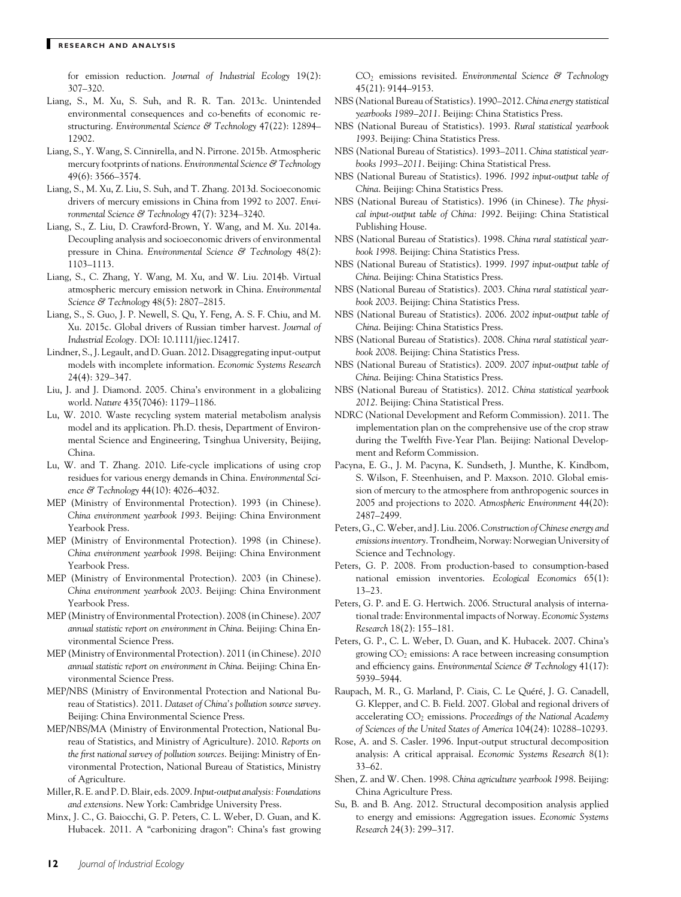for emission reduction. *Journal of Industrial Ecology* 19(2): 307–320.

Liang, S., M. Xu, S. Suh, and R. R. Tan. 2013c. Unintended environmental consequences and co-benefits of economic restructuring. *Environmental Science & Technology* 47(22): 12894–12902.

Liang, S., Y. Wang, S. Cinnirella, and N. Pirrone. 2015b. Atmospheric mercury footprints of nations. *Environmental Science & Technology* 49(6): 3566–3574.

Liang, S., M. Xu, Z. Liu, S. Suh, and T. Zhang. 2013d. Socioeconomic drivers of mercury emissions in China from 1992 to 2007. *Environmental Science & Technology* 47(7): 3234–3240.

Liang, S., Z. Liu, D. Crawford-Brown, Y. Wang, and M. Xu. 2014a. Decoupling analysis and socioeconomic drivers of environmental pressure in China. *Environmental Science & Technology* 48(2): 1103–1113.

Liang, S., C. Zhang, Y. Wang, M. Xu, and W. Liu. 2014b. Virtual atmospheric mercury emission network in China. *Environmental Science & Technology* 48(5): 2807–2815.

Liang, S., S. Guo, J. P. Newell, S. Qu, Y. Feng, A. S. F. Chiu, and M. Xu. 2015c. Global drivers of Russian timber harvest. *Journal of Industrial Ecology*. DOI: 10.1111/jiec.12417.

Lindner, S., J. Legault, and D. Guan. 2012. Disaggregating input-output models with incomplete information. *Economic Systems Research* 24(4): 329–347.

Liu, J. and J. Diamond. 2005. China's environment in a globalizing world. *Nature* 435(7046): 1179–1186.

Lu, W. 2010. Waste recycling system material metabolism analysis model and its application. Ph.D. thesis, Department of Environmental Science and Engineering, Tsinghua University, Beijing, China.

Lu, W. and T. Zhang. 2010. Life-cycle implications of using crop residues for various energy demands in China. *Environmental Science & Technology* 44(10): 4026–4032.

MEP (Ministry of Environmental Protection). 1993 (in Chinese). *China environment yearbook 1993*. Beijing: China Environment Yearbook Press.

MEP (Ministry of Environmental Protection). 1998 (in Chinese). *China environment yearbook 1998*. Beijing: China Environment Yearbook Press.

MEP (Ministry of Environmental Protection). 2003 (in Chinese). *China environment yearbook 2003*. Beijing: China Environment Yearbook Press.

MEP (Ministry of Environmental Protection). 2008 (in Chinese). *2007 annual statistic report on environment in China*. Beijing: China Environmental Science Press.

MEP (Ministry of Environmental Protection). 2011 (in Chinese). *2010 annual statistic report on environment in China*. Beijing: China Environmental Science Press.

MEP/NBS (Ministry of Environmental Protection and National Bureau of Statistics). 2011. *Dataset of China's pollution source survey*. Beijing: China Environmental Science Press.

MEP/NBS/MA (Ministry of Environmental Protection, National Bureau of Statistics, and Ministry of Agriculture). 2010. *Reports on the first national survey of pollution sources*. Beijing: Ministry of Environmental Protection, National Bureau of Statistics, Ministry of Agriculture.

Miller, R. E. and P. D. Blair, eds. 2009. *Input-output analysis: Foundations and extensions*. New York: Cambridge University Press.

Minx, J. C., G. Baiocchi, G. P. Peters, C. L. Weber, D. Guan, and K. Hubacek. 2011. A "carbonizing dragon": China's fast growing $CO_2$ emissions revisited. *Environmental Science & Technology* 45(21): 9144–9153.

NBS (National Bureau of Statistics). 1990–2012. *China energy statistical yearbooks 1989–2011*. Beijing: China Statistics Press.

NBS (National Bureau of Statistics). 1993. *Rural statistical yearbook 1993*. Beijing: China Statistics Press.

NBS (National Bureau of Statistics). 1993–2011. *China statistical yearbooks 1993–2011*. Beijing: China Statistical Press.

NBS (National Bureau of Statistics). 1996. *1992 input-output table of China*. Beijing: China Statistics Press.

NBS (National Bureau of Statistics). 1996 (in Chinese). *The physical input-output table of China: 1992*. Beijing: China Statistical Publishing House.

NBS (National Bureau of Statistics). 1998. *China rural statistical yearbook 1998*. Beijing: China Statistics Press.

NBS (National Bureau of Statistics). 1999. *1997 input-output table of China*. Beijing: China Statistics Press.

NBS (National Bureau of Statistics). 2003. *China rural statistical yearbook 2003*. Beijing: China Statistics Press.

NBS (National Bureau of Statistics). 2006. *2002 input-output table of China*. Beijing: China Statistics Press.

NBS (National Bureau of Statistics). 2008. *China rural statistical yearbook 2008*. Beijing: China Statistics Press.

NBS (National Bureau of Statistics). 2009. *2007 input-output table of China*. Beijing: China Statistics Press.

NBS (National Bureau of Statistics). 2012. *China statistical yearbook 2012*. Beijing: China Statistical Press.

NDRC (National Development and Reform Commission). 2011. The implementation plan on the comprehensive use of the crop straw during the Twelfth Five-Year Plan. Beijing: National Development and Reform Commission.

Pacyna, E. G., J. M. Pacyna, K. Sundseth, J. Munthe, K. Kindbom, S. Wilson, F. Steenhuisen, and P. Maxson. 2010. Global emission of mercury to the atmosphere from anthropogenic sources in 2005 and projections to 2020. *Atmospheric Environment* 44(20): 2487–2499.

Peters, G., C. Weber, and J. Liu. 2006. *Construction of Chinese energy and emissions inventory*. Trondheim, Norway: Norwegian University of Science and Technology.

Peters, G. P. 2008. From production-based to consumption-based national emission inventories. *Ecological Economics* 65(1): 13–23.

Peters, G. P. and E. G. Hertwich. 2006. Structural analysis of international trade: Environmental impacts of Norway. *Economic Systems Research* 18(2): 155–181.

Peters, G. P., C. L. Weber, D. Guan, and K. Hubacek. 2007. China's growing $CO_2$ emissions: A race between increasing consumption and efficiency gains. *Environmental Science & Technology* 41(17): 5939–5944.

Raupach, M. R., G. Marland, P. Ciais, C. Le Quéré, J. G. Canadell, G. Klepper, and C. B. Field. 2007. Global and regional drivers of accelerating $CO_2$ emissions. *Proceedings of the National Academy of Sciences of the United States of America* 104(24): 10288–10293.

Rose, A. and S. Casler. 1996. Input-output structural decomposition analysis: A critical appraisal. *Economic Systems Research* 8(1): 33–62.

Shen, Z. and W. Chen. 1998. *China agriculture yearbook 1998*. Beijing: China Agriculture Press.

Su, B. and B. Ang. 2012. Structural decomposition analysis applied to energy and emissions: Aggregation issues. *Economic Systems Research* 24(3): 299–317.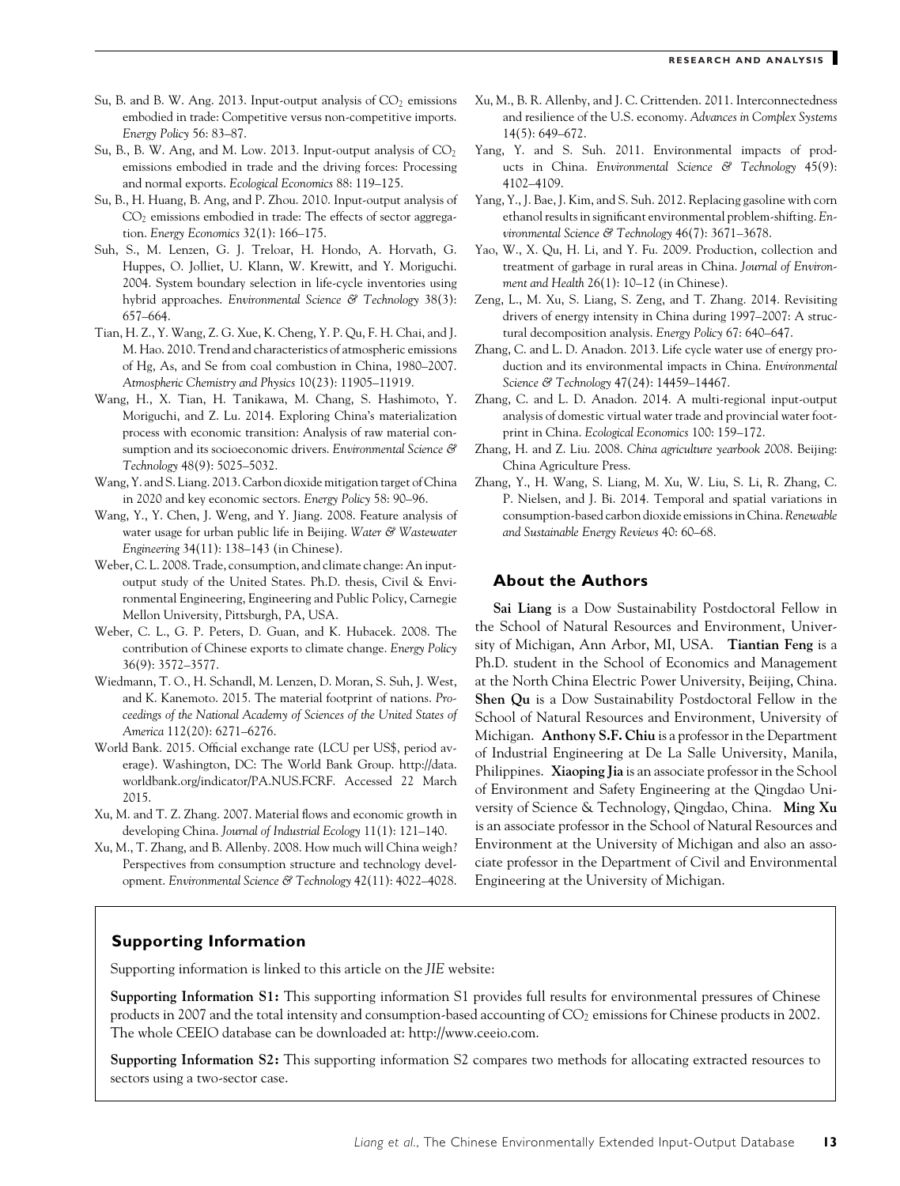Su, B. and B. W. Ang. 2013. Input-output analysis of $CO_2$ emissions embodied in trade: Competitive versus non-competitive imports. *Energy Policy* 56: 83–87.

Su, B., B. W. Ang, and M. Low. 2013. Input-output analysis of $CO_2$ emissions embodied in trade and the driving forces: Processing and normal exports. *Ecological Economics* 88: 119–125.

Su, B., H. Huang, B. Ang, and P. Zhou. 2010. Input-output analysis of $CO_2$ emissions embodied in trade: The effects of sector aggregation. *Energy Economics* 32(1): 166–175.

Suh, S., M. Lenzen, G. J. Treloar, H. Hondo, A. Horvath, G. Huppes, O. Jolliet, U. Klann, W. Krewitt, and Y. Moriguchi. 2004. System boundary selection in life-cycle inventories using hybrid approaches. *Environmental Science & Technology* 38(3): 657–664.

Tian, H. Z., Y. Wang, Z. G. Xue, K. Cheng, Y. P. Qu, F. H. Chai, and J. M. Hao. 2010. Trend and characteristics of atmospheric emissions of Hg, As, and Se from coal combustion in China, 1980–2007. *Atmospheric Chemistry and Physics* 10(23): 11905–11919.

Wang, H., X. Tian, H. Tanikawa, M. Chang, S. Hashimoto, Y. Moriguchi, and Z. Lu. 2014. Exploring China's materialization process with economic transition: Analysis of raw material consumption and its socioeconomic drivers. *Environmental Science & Technology* 48(9): 5025–5032.

Wang, Y. and S. Liang. 2013. Carbon dioxide mitigation target of China in 2020 and key economic sectors. *Energy Policy* 58: 90–96.

Wang, Y., Y. Chen, J. Weng, and Y. Jiang. 2008. Feature analysis of water usage for urban public life in Beijing. *Water & Wastewater Engineering* 34(11): 138–143 (in Chinese).

Weber, C. L. 2008. Trade, consumption, and climate change: An input-output study of the United States. Ph.D. thesis, Civil & Environmental Engineering, Engineering and Public Policy, Carnegie Mellon University, Pittsburgh, PA, USA.

Weber, C. L., G. P. Peters, D. Guan, and K. Hubacek. 2008. The contribution of Chinese exports to climate change. *Energy Policy* 36(9): 3572–3577.

Wiedmann, T. O., H. Schandl, M. Lenzen, D. Moran, S. Suh, J. West, and K. Kanemoto. 2015. The material footprint of nations. *Proceedings of the National Academy of Sciences of the United States of America* 112(20): 6271–6276.

World Bank. 2015. Official exchange rate (LCU per US$, period average). Washington, DC: The World Bank Group. http://data.worldbank.org/indicator/PA.NUS.FCRF. Accessed 22 March 2015.

Xu, M. and T. Z. Zhang. 2007. Material flows and economic growth in developing China. *Journal of Industrial Ecology* 11(1): 121–140.

Xu, M., T. Zhang, and B. Allenby. 2008. How much will China weigh? Perspectives from consumption structure and technology development. *Environmental Science & Technology* 42(11): 4022–4028.

Xu, M., B. R. Allenby, and J. C. Crittenden. 2011. Interconnectedness and resilience of the U.S. economy. *Advances in Complex Systems* 14(5): 649–672.

Yang, Y. and S. Suh. 2011. Environmental impacts of products in China. *Environmental Science & Technology* 45(9): 4102–4109.

Yang, Y., J. Bae, J. Kim, and S. Suh. 2012. Replacing gasoline with corn ethanol results in significant environmental problem-shifting. *Environmental Science & Technology* 46(7): 3671–3678.

Yao, W., X. Qu, H. Li, and Y. Fu. 2009. Production, collection and treatment of garbage in rural areas in China. *Journal of Environment and Health* 26(1): 10–12 (in Chinese).

Zeng, L., M. Xu, S. Liang, S. Zeng, and T. Zhang. 2014. Revisiting drivers of energy intensity in China during 1997–2007: A structural decomposition analysis. *Energy Policy* 67: 640–647.

Zhang, C. and L. D. Anadon. 2013. Life cycle water use of energy production and its environmental impacts in China. *Environmental Science & Technology* 47(24): 14459–14467.

Zhang, C. and L. D. Anadon. 2014. A multi-regional input-output analysis of domestic virtual water trade and provincial water footprint in China. *Ecological Economics* 100: 159–172.

Zhang, H. and Z. Liu. 2008. *China agriculture yearbook 2008*. Beijing: China Agriculture Press.

Zhang, Y., H. Wang, S. Liang, M. Xu, W. Liu, S. Li, R. Zhang, C. P. Nielsen, and J. Bi. 2014. Temporal and spatial variations in consumption-based carbon dioxide emissions in China. *Renewable and Sustainable Energy Reviews* 40: 60–68.

## About the Authors

**Sai Liang** is a Dow Sustainability Postdoctoral Fellow in the School of Natural Resources and Environment, University of Michigan, Ann Arbor, MI, USA. **Tiantian Feng** is a Ph.D. student in the School of Economics and Management at the North China Electric Power University, Beijing, China. **Shen Qu** is a Dow Sustainability Postdoctoral Fellow in the School of Natural Resources and Environment, University of Michigan. **Anthony S.F. Chiu** is a professor in the Department of Industrial Engineering at De La Salle University, Manila, Philippines. **Xiaoping Jia** is an associate professor in the School of Environment and Safety Engineering at the Qingdao University of Science & Technology, Qingdao, China. **Ming Xu** is an associate professor in the School of Natural Resources and Environment at the University of Michigan and also an associate professor in the Department of Civil and Environmental Engineering at the University of Michigan.

## Supporting Information

Supporting information is linked to this article on the *JIE* website:

**Supporting Information S1:** This supporting information S1 provides full results for environmental pressures of Chinese products in 2007 and the total intensity and consumption-based accounting of $CO_2$ emissions for Chinese products in 2002. The whole CEEIO database can be downloaded at: http://www.ceeio.com.

**Supporting Information S2:** This supporting information S2 compares two methods for allocating extracted resources to sectors using a two-sector case.